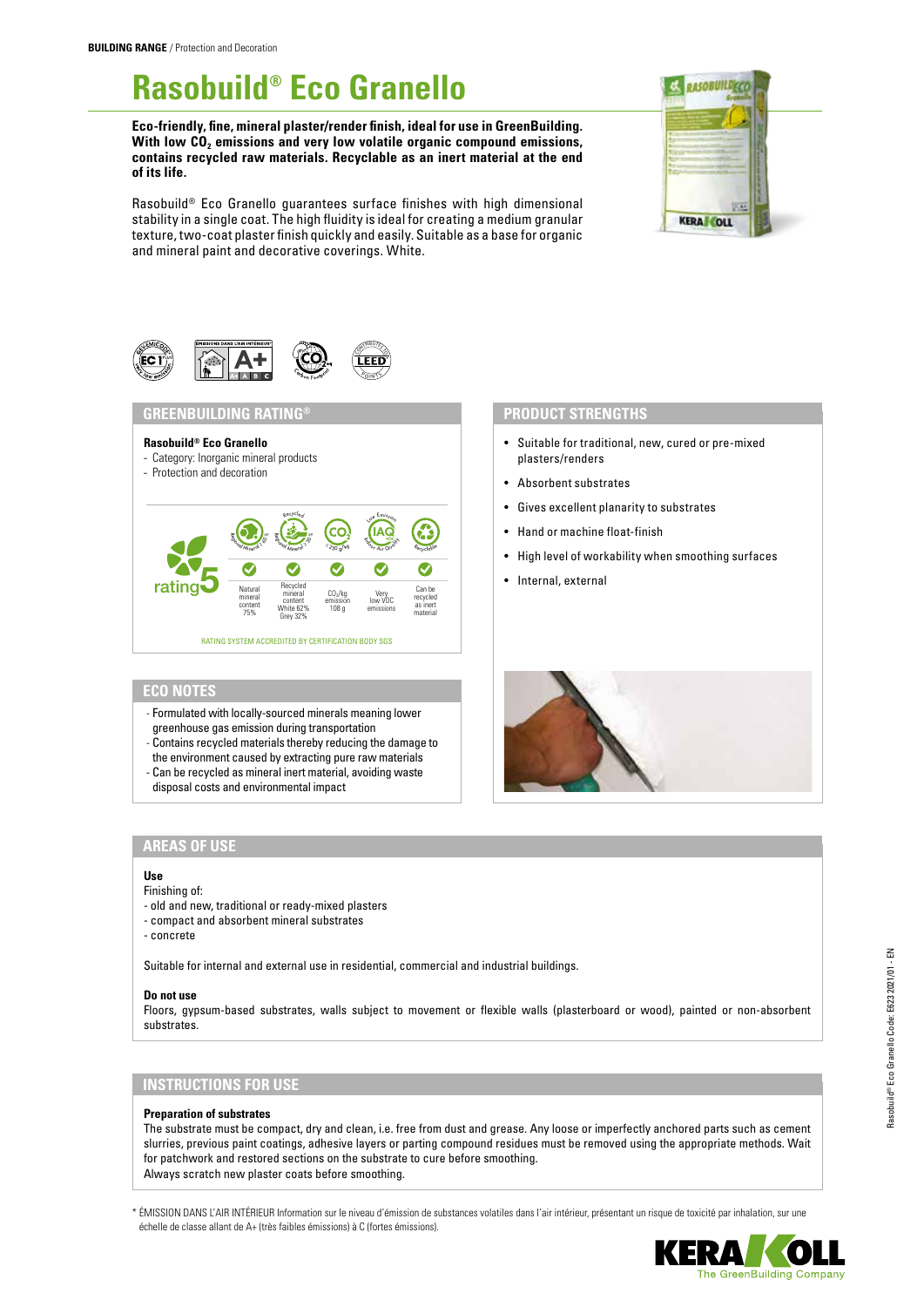BUILDING RANGE / Protection and Decoration

# Rasobuild® Eco Granello

**Eco-friendly, fine, mineral plaster/render finish, ideal for use in GreenBuilding. With low $CO_2$ emissions and very low volatile organic compound emissions, contains recycled raw materials. Recyclable as an inert material at the end of its life.**

Rasobuild® Eco Granello guarantees surface finishes with high dimensional stability in a single coat. The high fluidity is ideal for creating a medium granular texture, two-coat plaster finish quickly and easily. Suitable as a base for organic and mineral paint and decorative coverings. White.

## GREENBUILDING RATING®

**Rasobuild® Eco Granello**
- Category: Inorganic mineral products
- Protection and decoration

rating 5

| Natural mineral content | Recycled mineral content | $CO_2$/kg emission | Very low VOC emissions | Can be recycled as inert material |
|---|---|---|---|---|
| 75% | White 62% Grey 32% | 108 g | ✓ | ✓ |

RATING SYSTEM ACCREDITED BY CERTIFICATION BODY SGS

## ECO NOTES

- Formulated with locally-sourced minerals meaning lower greenhouse gas emission during transportation
- Contains recycled materials thereby reducing the damage to the environment caused by extracting pure raw materials
- Can be recycled as mineral inert material, avoiding waste disposal costs and environmental impact

## PRODUCT STRENGTHS

- Suitable for traditional, new, cured or pre-mixed plasters/renders
- Absorbent substrates
- Gives excellent planarity to substrates
- Hand or machine float-finish
- High level of workability when smoothing surfaces
- Internal, external

## AREAS OF USE

**Use**

Finishing of:
- old and new, traditional or ready-mixed plasters
- compact and absorbent mineral substrates
- concrete

Suitable for internal and external use in residential, commercial and industrial buildings.

**Do not use**

Floors, gypsum-based substrates, walls subject to movement or flexible walls (plasterboard or wood), painted or non-absorbent substrates.

## INSTRUCTIONS FOR USE

**Preparation of substrates**

The substrate must be compact, dry and clean, i.e. free from dust and grease. Any loose or imperfectly anchored parts such as cement slurries, previous paint coatings, adhesive layers or parting compound residues must be removed using the appropriate methods. Wait for patchwork and restored sections on the substrate to cure before smoothing.

Always scratch new plaster coats before smoothing.

\* ÉMISSION DANS L'AIR INTÉRIEUR Information sur le niveau d'émission de substances volatiles dans l'air intérieur, présentant un risque de toxicité par inhalation, sur une échelle de classe allant de A+ (très faibles émissions) à C (fortes émissions).

Rasobuild® Eco Granello Code: E623 2021/01 - EN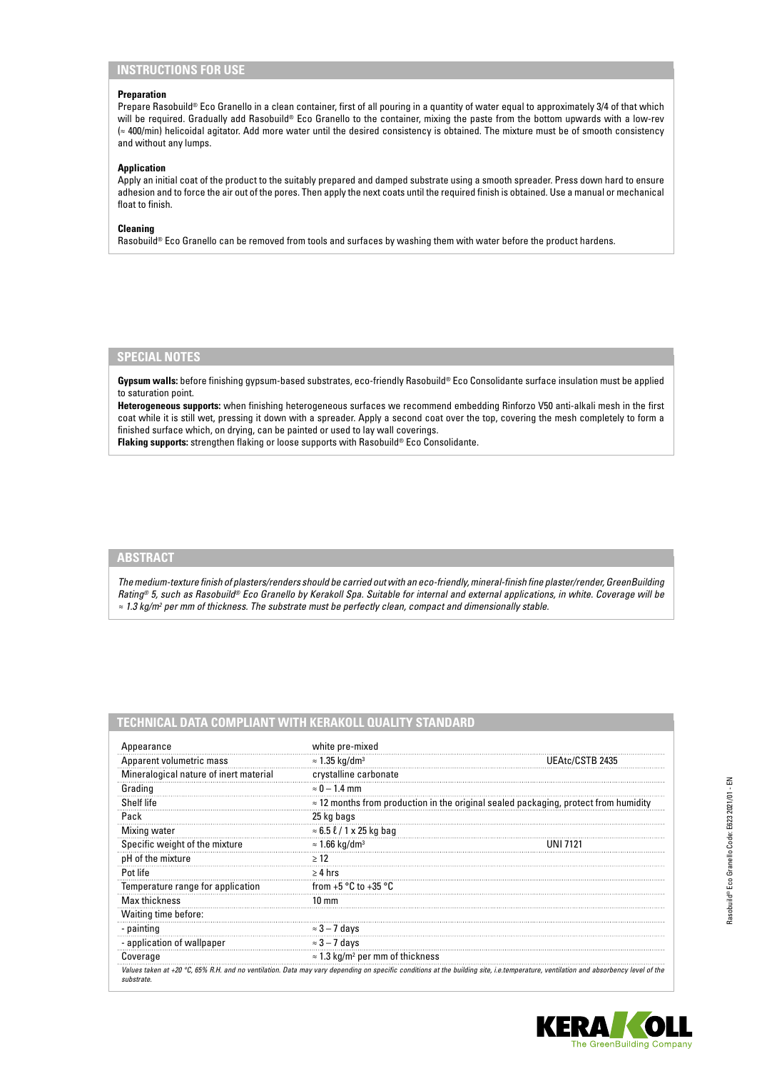## INSTRUCTIONS FOR USE

**Preparation**
Prepare Rasobuild® Eco Granello in a clean container, first of all pouring in a quantity of water equal to approximately 3/4 of that which will be required. Gradually add Rasobuild® Eco Granello to the container, mixing the paste from the bottom upwards with a low-rev (≈ 400/min) helicoidal agitator. Add more water until the desired consistency is obtained. The mixture must be of smooth consistency and without any lumps.

**Application**
Apply an initial coat of the product to the suitably prepared and damped substrate using a smooth spreader. Press down hard to ensure adhesion and to force the air out of the pores. Then apply the next coats until the required finish is obtained. Use a manual or mechanical float to finish.

**Cleaning**
Rasobuild® Eco Granello can be removed from tools and surfaces by washing them with water before the product hardens.

## SPECIAL NOTES

**Gypsum walls:** before finishing gypsum-based substrates, eco-friendly Rasobuild® Eco Consolidante surface insulation must be applied to saturation point.
**Heterogeneous supports:** when finishing heterogeneous surfaces we recommend embedding Rinforzo V50 anti-alkali mesh in the first coat while it is still wet, pressing it down with a spreader. Apply a second coat over the top, covering the mesh completely to form a finished surface which, on drying, can be painted or used to lay wall coverings.
**Flaking supports:** strengthen flaking or loose supports with Rasobuild® Eco Consolidante.

## ABSTRACT

*The medium-texture finish of plasters/renders should be carried out with an eco-friendly, mineral-finish fine plaster/render, GreenBuilding Rating® 5, such as Rasobuild® Eco Granello by Kerakoll Spa. Suitable for internal and external applications, in white. Coverage will be ≈ 1.3 kg/m² per mm of thickness. The substrate must be perfectly clean, compact and dimensionally stable.*

## TECHNICAL DATA COMPLIANT WITH KERAKOLL QUALITY STANDARD

| | | |
|---|---|---|
| Appearance | white pre-mixed | |
| Apparent volumetric mass | ≈ 1.35 kg/dm³ | UEAtc/CSTB 2435 |
| Mineralogical nature of inert material | crystalline carbonate | |
| Grading | ≈ 0 – 1.4 mm | |
| Shelf life | ≈ 12 months from production in the original sealed packaging, protect from humidity | |
| Pack | 25 kg bags | |
| Mixing water | ≈ 6.5 ℓ / 1 x 25 kg bag | |
| Specific weight of the mixture | ≈ 1.66 kg/dm³ | UNI 7121 |
| pH of the mixture | ≥ 12 | |
| Pot life | ≥ 4 hrs | |
| Temperature range for application | from +5 °C to +35 °C | |
| Max thickness | 10 mm | |
| Waiting time before: | | |
| - painting | ≈ 3 – 7 days | |
| - application of wallpaper | ≈ 3 – 7 days | |
| Coverage | ≈ 1.3 kg/m² per mm of thickness | |

*Values taken at +20 °C, 65% R.H. and no ventilation. Data may vary depending on specific conditions at the building site, i.e.temperature, ventilation and absorbency level of the substrate.*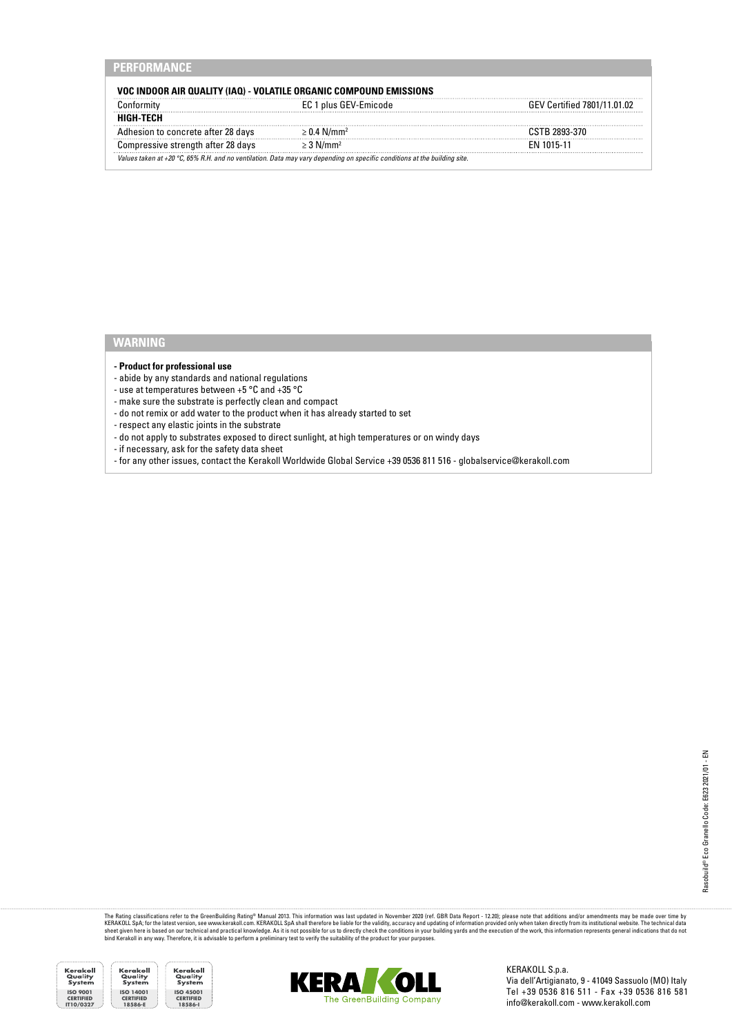## PERFORMANCE

| | | |
|---|---|---|
| **VOC INDOOR AIR QUALITY (IAQ) - VOLATILE ORGANIC COMPOUND EMISSIONS** | | |
| Conformity | EC 1 plus GEV-Emicode | GEV Certified 7801/11.01.02 |
| **HIGH-TECH** | | |
| Adhesion to concrete after 28 days | ≥ 0.4 N/mm² | CSTB 2893-370 |
| Compressive strength after 28 days | ≥ 3 N/mm² | EN 1015-11 |

*Values taken at +20 °C, 65% R.H. and no ventilation. Data may vary depending on specific conditions at the building site.*

## WARNING

- **Product for professional use**
- abide by any standards and national regulations
- use at temperatures between +5 °C and +35 °C
- make sure the substrate is perfectly clean and compact
- do not remix or add water to the product when it has already started to set
- respect any elastic joints in the substrate
- do not apply to substrates exposed to direct sunlight, at high temperatures or on windy days
- if necessary, ask for the safety data sheet
- for any other issues, contact the Kerakoll Worldwide Global Service +39 0536 811 516 - globalservice@kerakoll.com

Rasobuild® Eco Granello Code: E623 2021/01 - EN

The Rating classifications refer to the GreenBuilding Rating® Manual 2013. This information was last updated in November 2020 (ref. GBR Data Report - 12.20); please note that additions and/or amendments may be made over time by KERAKOLL SpA; for the latest version, see www.kerakoll.com. KERAKOLL SpA shall therefore be liable for the validity, accuracy and updating of information provided only when taken directly from its institutional website. The technical data sheet given here is based on our technical and practical knowledge. As it is not possible for us to directly check the conditions in your building yards and the execution of the work, this information represents general indications that do not bind Kerakoll in any way. Therefore, it is advisable to perform a preliminary test to verify the suitability of the product for your purposes.

Kerakoll Quality System ISO 9001 CERTIFIED IT10/0327

Kerakoll Quality System ISO 14001 CERTIFIED 18586-E

Kerakoll Quality System ISO 45001 CERTIFIED 18586-I

KERAKOLL The GreenBuilding Company

KERAKOLL S.p.a.
Via dell'Artigianato, 9 - 41049 Sassuolo (MO) Italy
Tel +39 0536 816 511 - Fax +39 0536 816 581
info@kerakoll.com - www.kerakoll.com